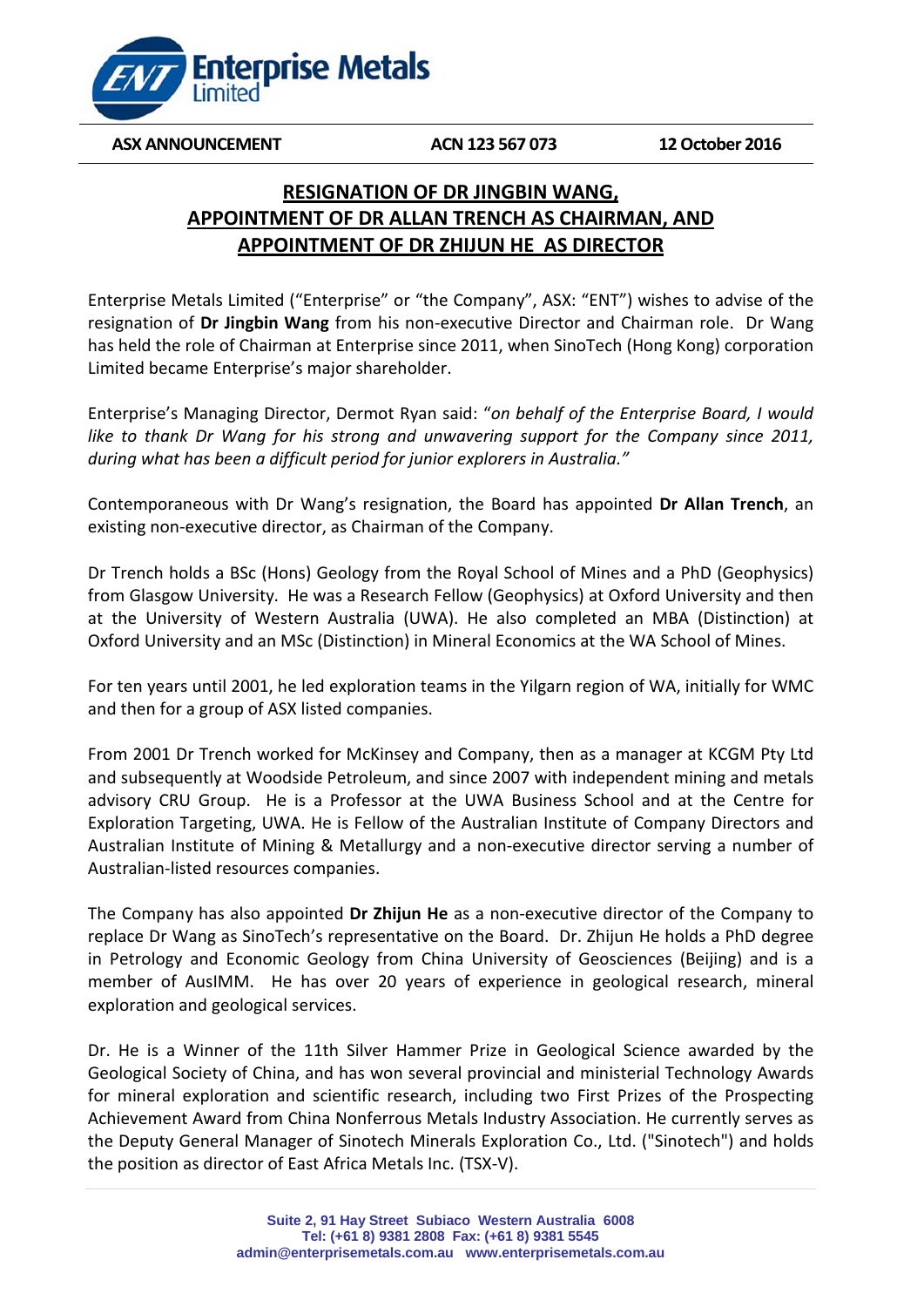**Enterprise Metals Limited**

**ASX ANNOUNCEMENT** **ACN 123 567 073** **12 October 2016**

# RESIGNATION OF DR JINGBIN WANG, APPOINTMENT OF DR ALLAN TRENCH AS CHAIRMAN, AND APPOINTMENT OF DR ZHIJUN HE AS DIRECTOR

Enterprise Metals Limited ("Enterprise" or "the Company", ASX: "ENT") wishes to advise of the resignation of **Dr Jingbin Wang** from his non-executive Director and Chairman role. Dr Wang has held the role of Chairman at Enterprise since 2011, when SinoTech (Hong Kong) corporation Limited became Enterprise's major shareholder.

Enterprise's Managing Director, Dermot Ryan said: "*on behalf of the Enterprise Board, I would like to thank Dr Wang for his strong and unwavering support for the Company since 2011, during what has been a difficult period for junior explorers in Australia."*

Contemporaneous with Dr Wang's resignation, the Board has appointed **Dr Allan Trench**, an existing non-executive director, as Chairman of the Company.

Dr Trench holds a BSc (Hons) Geology from the Royal School of Mines and a PhD (Geophysics) from Glasgow University. He was a Research Fellow (Geophysics) at Oxford University and then at the University of Western Australia (UWA). He also completed an MBA (Distinction) at Oxford University and an MSc (Distinction) in Mineral Economics at the WA School of Mines.

For ten years until 2001, he led exploration teams in the Yilgarn region of WA, initially for WMC and then for a group of ASX listed companies.

From 2001 Dr Trench worked for McKinsey and Company, then as a manager at KCGM Pty Ltd and subsequently at Woodside Petroleum, and since 2007 with independent mining and metals advisory CRU Group. He is a Professor at the UWA Business School and at the Centre for Exploration Targeting, UWA. He is Fellow of the Australian Institute of Company Directors and Australian Institute of Mining & Metallurgy and a non-executive director serving a number of Australian-listed resources companies.

The Company has also appointed **Dr Zhijun He** as a non-executive director of the Company to replace Dr Wang as SinoTech's representative on the Board. Dr. Zhijun He holds a PhD degree in Petrology and Economic Geology from China University of Geosciences (Beijing) and is a member of AusIMM. He has over 20 years of experience in geological research, mineral exploration and geological services.

Dr. He is a Winner of the 11th Silver Hammer Prize in Geological Science awarded by the Geological Society of China, and has won several provincial and ministerial Technology Awards for mineral exploration and scientific research, including two First Prizes of the Prospecting Achievement Award from China Nonferrous Metals Industry Association. He currently serves as the Deputy General Manager of Sinotech Minerals Exploration Co., Ltd. ("Sinotech") and holds the position as director of East Africa Metals Inc. (TSX-V).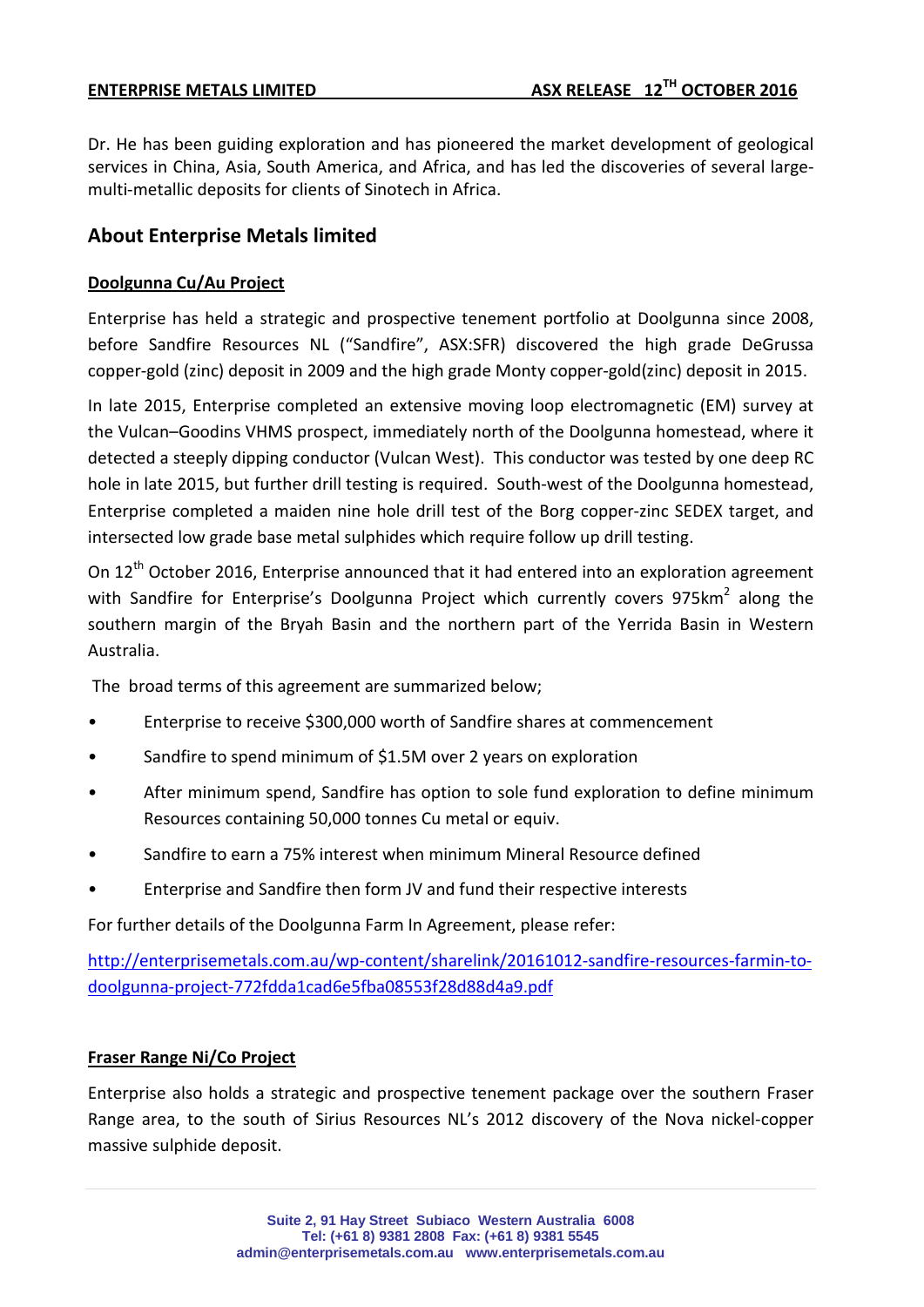Dr. He has been guiding exploration and has pioneered the market development of geological services in China, Asia, South America, and Africa, and has led the discoveries of several large-multi-metallic deposits for clients of Sinotech in Africa.

## About Enterprise Metals limited

**Doolgunna Cu/Au Project**

Enterprise has held a strategic and prospective tenement portfolio at Doolgunna since 2008, before Sandfire Resources NL ("Sandfire", ASX:SFR) discovered the high grade DeGrussa copper-gold (zinc) deposit in 2009 and the high grade Monty copper-gold(zinc) deposit in 2015.

In late 2015, Enterprise completed an extensive moving loop electromagnetic (EM) survey at the Vulcan–Goodins VHMS prospect, immediately north of the Doolgunna homestead, where it detected a steeply dipping conductor (Vulcan West). This conductor was tested by one deep RC hole in late 2015, but further drill testing is required. South-west of the Doolgunna homestead, Enterprise completed a maiden nine hole drill test of the Borg copper-zinc SEDEX target, and intersected low grade base metal sulphides which require follow up drill testing.

On 12th October 2016, Enterprise announced that it had entered into an exploration agreement with Sandfire for Enterprise's Doolgunna Project which currently covers 975km$^2$ along the southern margin of the Bryah Basin and the northern part of the Yerrida Basin in Western Australia.

The broad terms of this agreement are summarized below;

- Enterprise to receive $300,000 worth of Sandfire shares at commencement
- Sandfire to spend minimum of $1.5M over 2 years on exploration
- After minimum spend, Sandfire has option to sole fund exploration to define minimum Resources containing 50,000 tonnes Cu metal or equiv.
- Sandfire to earn a 75% interest when minimum Mineral Resource defined
- Enterprise and Sandfire then form JV and fund their respective interests

For further details of the Doolgunna Farm In Agreement, please refer:

http://enterprisemetals.com.au/wp-content/sharelink/20161012-sandfire-resources-farmin-to-doolgunna-project-772fdda1cad6e5fba08553f28d88d4a9.pdf

**Fraser Range Ni/Co Project**

Enterprise also holds a strategic and prospective tenement package over the southern Fraser Range area, to the south of Sirius Resources NL's 2012 discovery of the Nova nickel-copper massive sulphide deposit.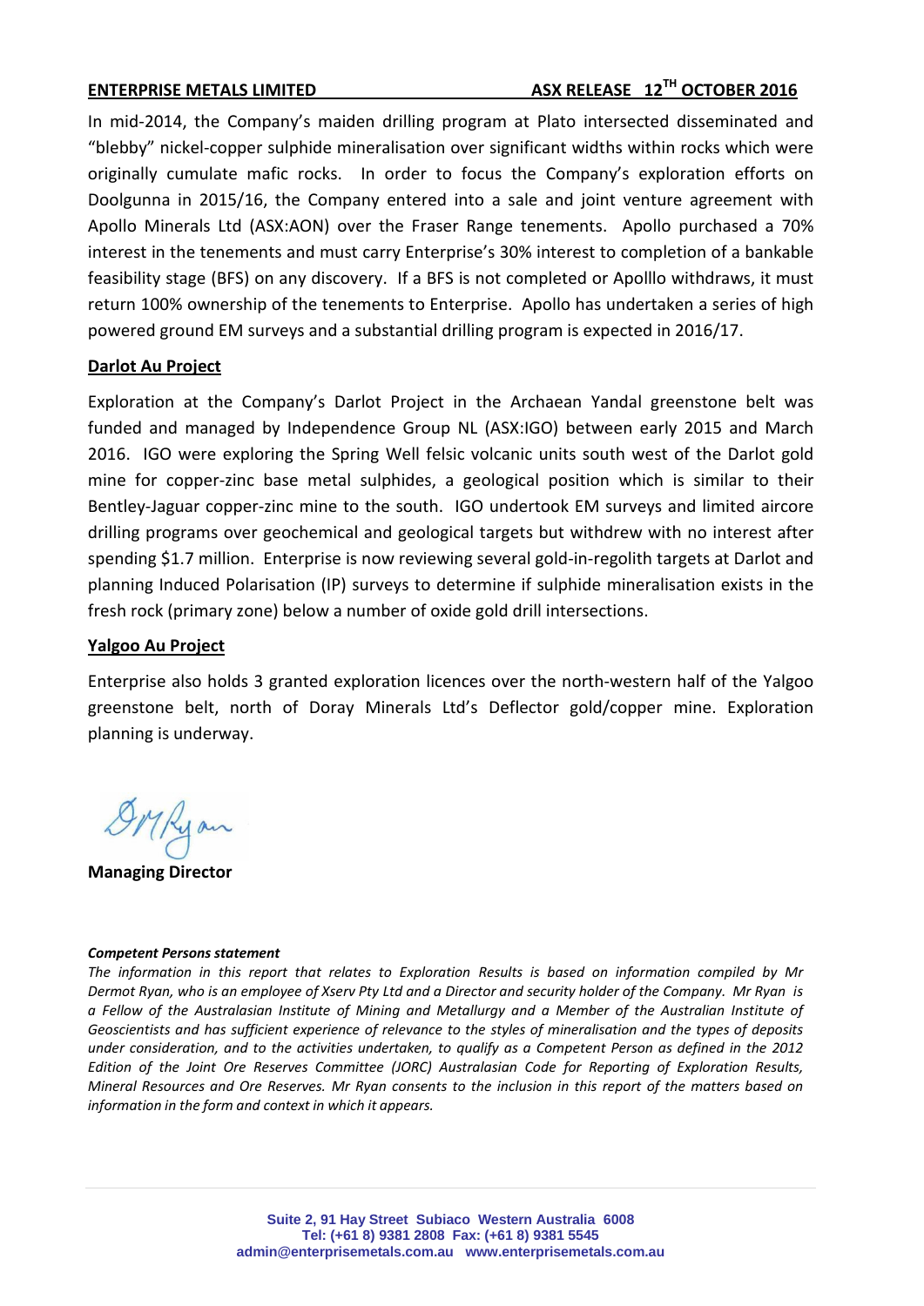In mid-2014, the Company's maiden drilling program at Plato intersected disseminated and "blebby" nickel-copper sulphide mineralisation over significant widths within rocks which were originally cumulate mafic rocks. In order to focus the Company's exploration efforts on Doolgunna in 2015/16, the Company entered into a sale and joint venture agreement with Apollo Minerals Ltd (ASX:AON) over the Fraser Range tenements. Apollo purchased a 70% interest in the tenements and must carry Enterprise's 30% interest to completion of a bankable feasibility stage (BFS) on any discovery. If a BFS is not completed or Apolllo withdraws, it must return 100% ownership of the tenements to Enterprise. Apollo has undertaken a series of high powered ground EM surveys and a substantial drilling program is expected in 2016/17.

## Darlot Au Project

Exploration at the Company's Darlot Project in the Archaean Yandal greenstone belt was funded and managed by Independence Group NL (ASX:IGO) between early 2015 and March 2016. IGO were exploring the Spring Well felsic volcanic units south west of the Darlot gold mine for copper-zinc base metal sulphides, a geological position which is similar to their Bentley-Jaguar copper-zinc mine to the south. IGO undertook EM surveys and limited aircore drilling programs over geochemical and geological targets but withdrew with no interest after spending $1.7 million. Enterprise is now reviewing several gold-in-regolith targets at Darlot and planning Induced Polarisation (IP) surveys to determine if sulphide mineralisation exists in the fresh rock (primary zone) below a number of oxide gold drill intersections.

## Yalgoo Au Project

Enterprise also holds 3 granted exploration licences over the north-western half of the Yalgoo greenstone belt, north of Doray Minerals Ltd's Deflector gold/copper mine. Exploration planning is underway.

DM Ryan

**Managing Director**

***Competent Persons statement***

*The information in this report that relates to Exploration Results is based on information compiled by Mr Dermot Ryan, who is an employee of Xserv Pty Ltd and a Director and security holder of the Company. Mr Ryan is a Fellow of the Australasian Institute of Mining and Metallurgy and a Member of the Australian Institute of Geoscientists and has sufficient experience of relevance to the styles of mineralisation and the types of deposits under consideration, and to the activities undertaken, to qualify as a Competent Person as defined in the 2012 Edition of the Joint Ore Reserves Committee (JORC) Australasian Code for Reporting of Exploration Results, Mineral Resources and Ore Reserves. Mr Ryan consents to the inclusion in this report of the matters based on information in the form and context in which it appears.*